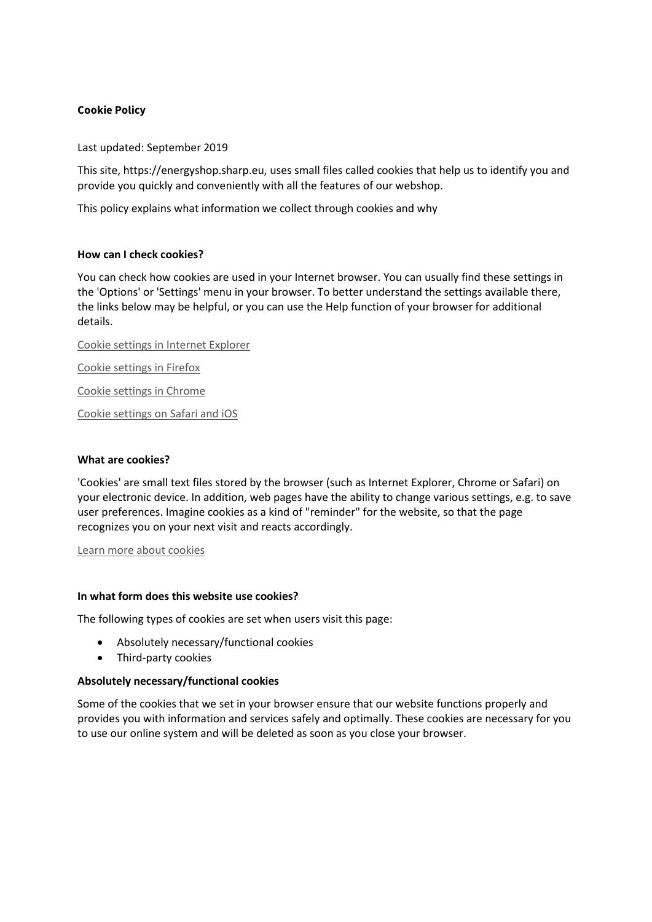# Cookie Policy

Last updated: September 2019

This site, https://energyshop.sharp.eu, uses small files called cookies that help us to identify you and provide you quickly and conveniently with all the features of our webshop.

This policy explains what information we collect through cookies and why

## How can I check cookies?

You can check how cookies are used in your Internet browser. You can usually find these settings in the 'Options' or 'Settings' menu in your browser. To better understand the settings available there, the links below may be helpful, or you can use the Help function of your browser for additional details.

Cookie settings in Internet Explorer

Cookie settings in Firefox

Cookie settings in Chrome

Cookie settings on Safari and iOS

## What are cookies?

'Cookies' are small text files stored by the browser (such as Internet Explorer, Chrome or Safari) on your electronic device. In addition, web pages have the ability to change various settings, e.g. to save user preferences. Imagine cookies as a kind of "reminder" for the website, so that the page recognizes you on your next visit and reacts accordingly.

Learn more about cookies

## In what form does this website use cookies?

The following types of cookies are set when users visit this page:

- Absolutely necessary/functional cookies
- Third-party cookies

### Absolutely necessary/functional cookies

Some of the cookies that we set in your browser ensure that our website functions properly and provides you with information and services safely and optimally. These cookies are necessary for you to use our online system and will be deleted as soon as you close your browser.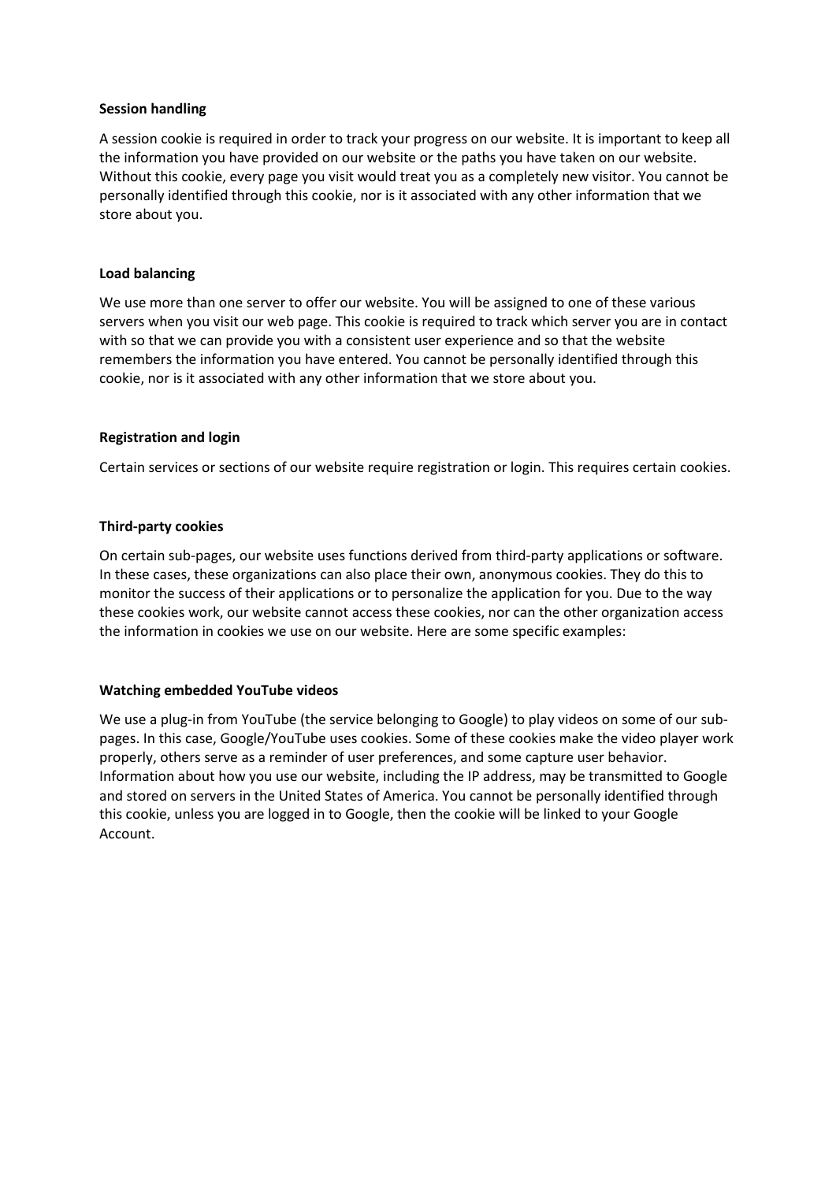**Session handling**

A session cookie is required in order to track your progress on our website. It is important to keep all the information you have provided on our website or the paths you have taken on our website. Without this cookie, every page you visit would treat you as a completely new visitor. You cannot be personally identified through this cookie, nor is it associated with any other information that we store about you.

**Load balancing**

We use more than one server to offer our website. You will be assigned to one of these various servers when you visit our web page. This cookie is required to track which server you are in contact with so that we can provide you with a consistent user experience and so that the website remembers the information you have entered. You cannot be personally identified through this cookie, nor is it associated with any other information that we store about you.

**Registration and login**

Certain services or sections of our website require registration or login. This requires certain cookies.

**Third-party cookies**

On certain sub-pages, our website uses functions derived from third-party applications or software. In these cases, these organizations can also place their own, anonymous cookies. They do this to monitor the success of their applications or to personalize the application for you. Due to the way these cookies work, our website cannot access these cookies, nor can the other organization access the information in cookies we use on our website. Here are some specific examples:

**Watching embedded YouTube videos**

We use a plug-in from YouTube (the service belonging to Google) to play videos on some of our sub-pages. In this case, Google/YouTube uses cookies. Some of these cookies make the video player work properly, others serve as a reminder of user preferences, and some capture user behavior. Information about how you use our website, including the IP address, may be transmitted to Google and stored on servers in the United States of America. You cannot be personally identified through this cookie, unless you are logged in to Google, then the cookie will be linked to your Google Account.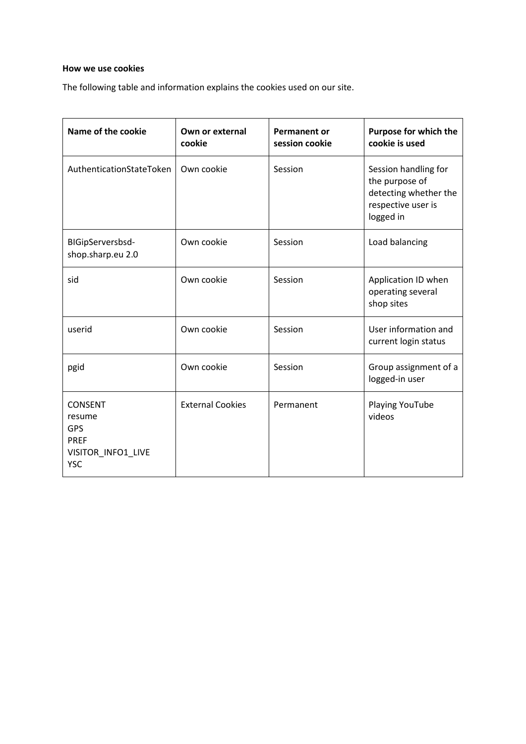**How we use cookies**

The following table and information explains the cookies used on our site.

| Name of the cookie | Own or external cookie | Permanent or session cookie | Purpose for which the cookie is used |
| --- | --- | --- | --- |
| AuthenticationStateToken | Own cookie | Session | Session handling for the purpose of detecting whether the respective user is logged in |
| BIGipServersbsd-shop.sharp.eu 2.0 | Own cookie | Session | Load balancing |
| sid | Own cookie | Session | Application ID when operating several shop sites |
| userid | Own cookie | Session | User information and current login status |
| pgid | Own cookie | Session | Group assignment of a logged-in user |
| CONSENT<br>resume<br>GPS<br>PREF<br>VISITOR_INFO1_LIVE<br>YSC | External Cookies | Permanent | Playing YouTube videos |